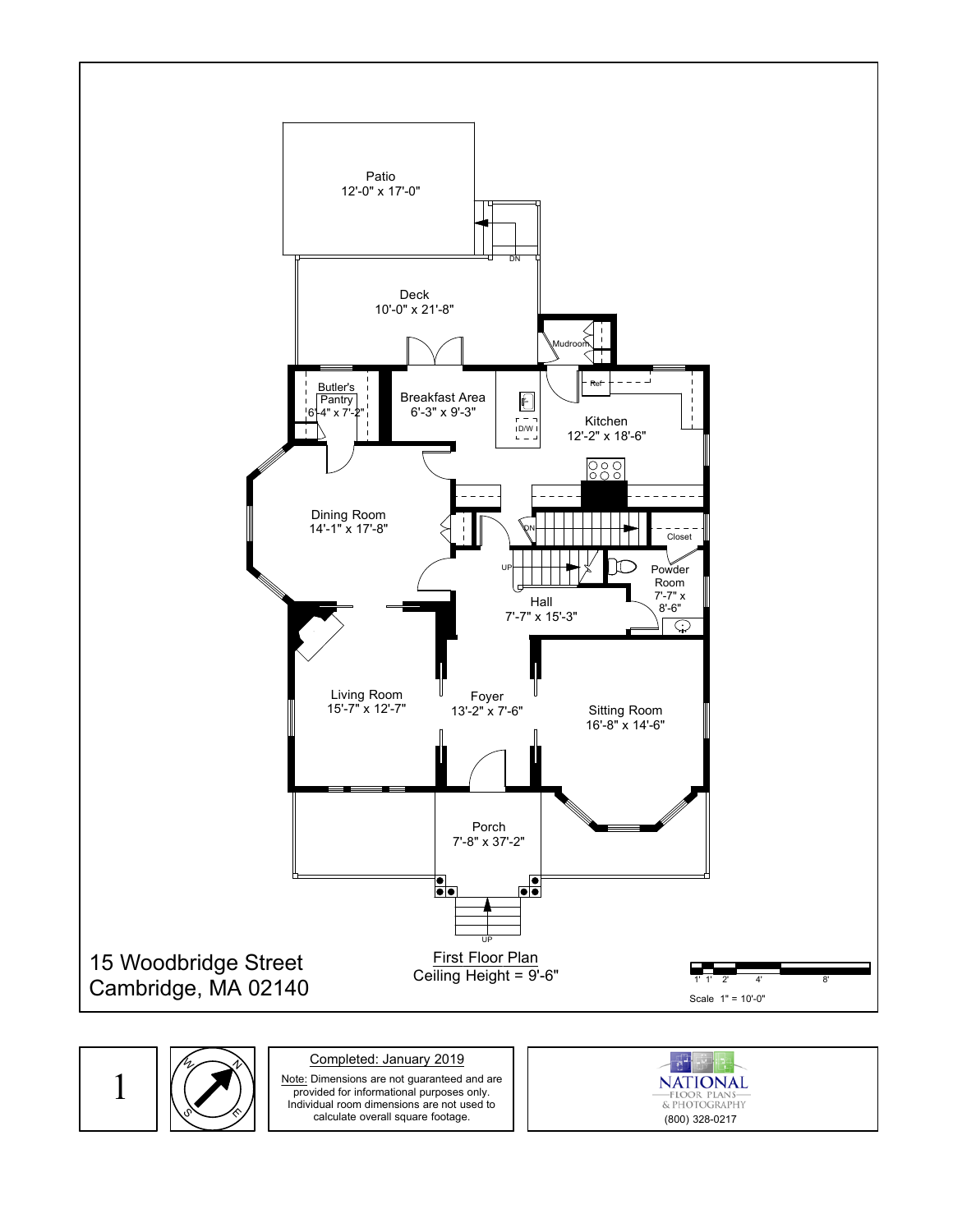Patio
12'-0" x 17'-0"

DN

Deck
10'-0" x 21'-8"

Mudroom

Butler's Pantry
6'-4" x 7'-2"

Breakfast Area
6'-3" x 9'-3"

Ref

D/W

Kitchen
12'-2" x 18'-6"

Dining Room
14'-1" x 17'-8"

DN

Closet

UP

Powder Room
7'-7" x 8'-6"

Hall
7'-7" x 15'-3"

Living Room
15'-7" x 12'-7"

Foyer
13'-2" x 7'-6"

Sitting Room
16'-8" x 14'-6"

Porch
7'-8" x 37'-2"

UP

# 15 Woodbridge Street
Cambridge, MA 02140

First Floor Plan
Ceiling Height = 9'-6"

1' 1' 2' 4' 8'

Scale 1" = 10'-0"

1

N E S W

Completed: January 2019

Note: Dimensions are not guaranteed and are provided for informational purposes only. Individual room dimensions are not used to calculate overall square footage.

NATIONAL FLOOR PLANS & PHOTOGRAPHY
(800) 328-0217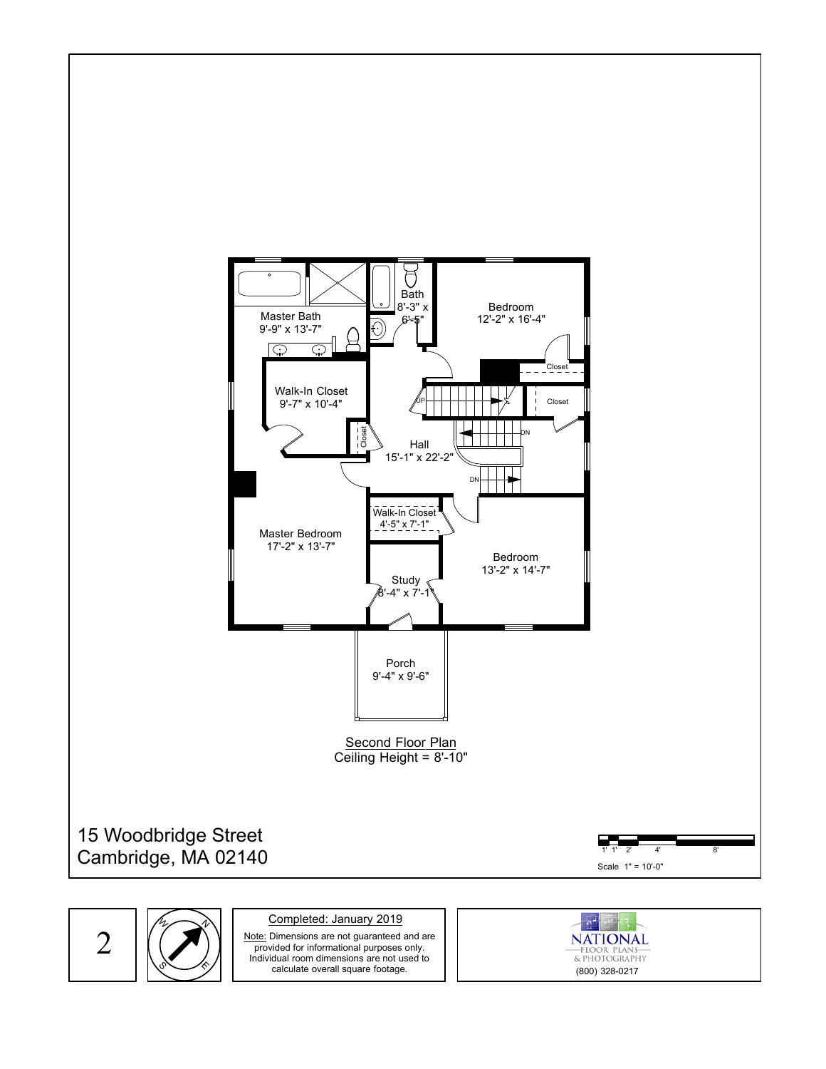Master Bath
9'-9" x 13'-7"

Bath
8'-3" x
6'-5"

Bedroom
12'-2" x 16'-4"

Closet

Closet

Walk-In Closet
9'-7" x 10'-4"

UP

Closet

Hall
15'-1" x 22'-2"

DN

DN

Walk-In Closet
4'-5" x 7'-1"

Master Bedroom
17'-2" x 13'-7"

Bedroom
13'-2" x 14'-7"

Study
8'-4" x 7'-1"

Porch
9'-4" x 9'-6"

Second Floor Plan
Ceiling Height = 8'-10"

15 Woodbridge Street
Cambridge, MA 02140

1' 1' 2' 4' 8'

Scale 1" = 10'-0"

Completed: January 2019

Note: Dimensions are not guaranteed and are provided for informational purposes only. Individual room dimensions are not used to calculate overall square footage.

NATIONAL
FLOOR PLANS
& PHOTOGRAPHY
(800) 328-0217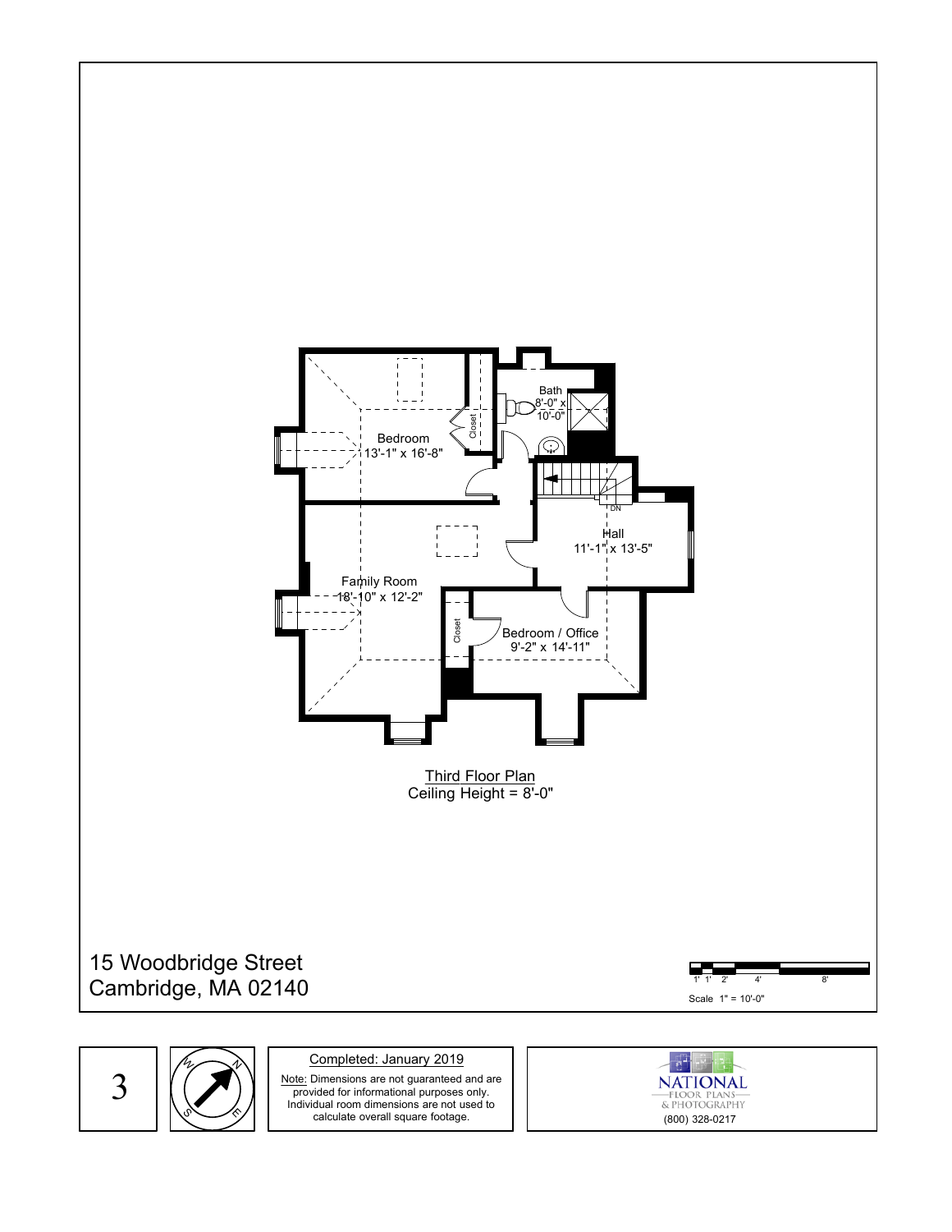Bath
8'-0" x
10'-0"

Bedroom
13'-1" x 16'-8"

Closet

DN

Hall
11'-1" x 13'-5"

Family Room
18'-10" x 12'-2"

Closet

Bedroom / Office
9'-2" x 14'-11"

Third Floor Plan
Ceiling Height = 8'-0"

15 Woodbridge Street
Cambridge, MA 02140

1' 1' 2' 4' 8'

Scale 1" = 10'-0"

3

Completed: January 2019

Note: Dimensions are not guaranteed and are provided for informational purposes only. Individual room dimensions are not used to calculate overall square footage.

NATIONAL
FLOOR PLANS
& PHOTOGRAPHY
(800) 328-0217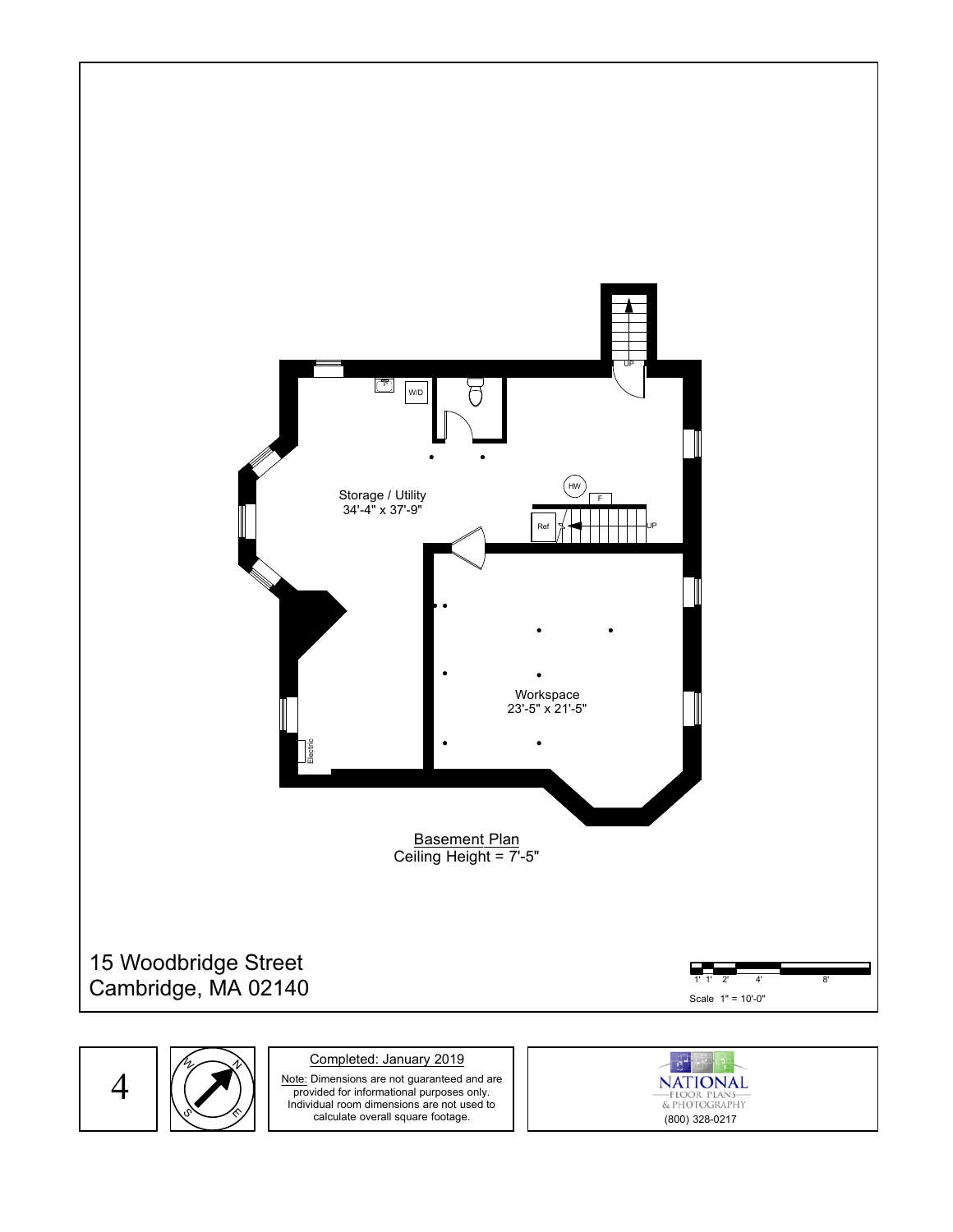Storage / Utility
34'-4" x 37'-9"

W/D

HW

F

Ref

UP

UP

Electric

Workspace
23'-5" x 21'-5"

Basement Plan
Ceiling Height = 7'-5"

15 Woodbridge Street
Cambridge, MA 02140

1' 1' 2' 4' 8'
Scale 1" = 10'-0"

4

W N S E

Completed: January 2019

Note: Dimensions are not guaranteed and are provided for informational purposes only. Individual room dimensions are not used to calculate overall square footage.

NATIONAL
FLOOR PLANS
& PHOTOGRAPHY
(800) 328-0217